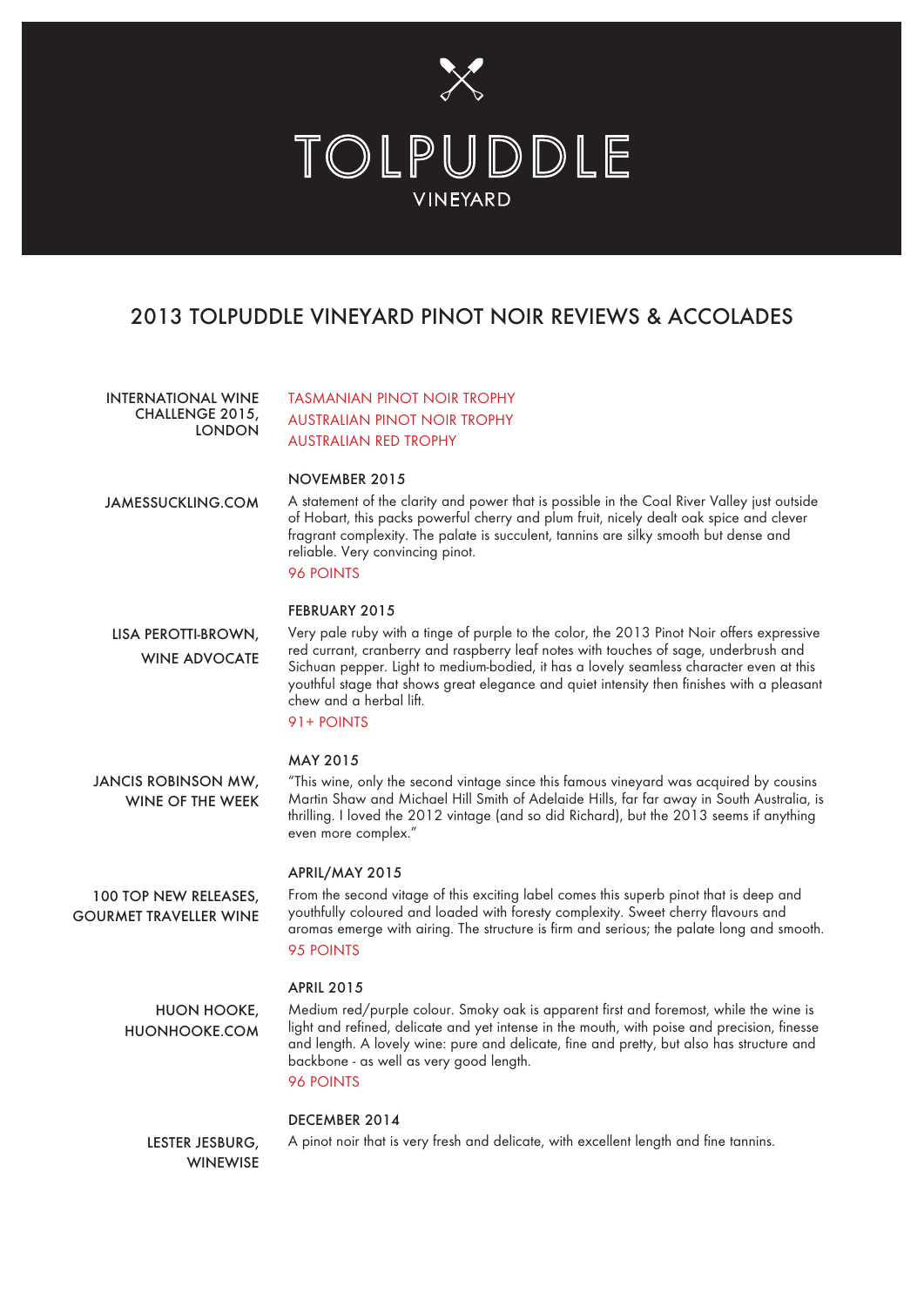# TOLPUDDLE

VINEYARD

## 2013 TOLPUDDLE VINEYARD PINOT NOIR REVIEWS & ACCOLADES

**INTERNATIONAL WINE CHALLENGE 2015, LONDON**

TASMANIAN PINOT NOIR TROPHY
AUSTRALIAN PINOT NOIR TROPHY
AUSTRALIAN RED TROPHY

**JAMESSUCKLING.COM**

NOVEMBER 2015

A statement of the clarity and power that is possible in the Coal River Valley just outside of Hobart, this packs powerful cherry and plum fruit, nicely dealt oak spice and clever fragrant complexity. The palate is succulent, tannins are silky smooth but dense and reliable. Very convincing pinot.

96 POINTS

**LISA PEROTTI-BROWN, WINE ADVOCATE**

FEBRUARY 2015

Very pale ruby with a tinge of purple to the color, the 2013 Pinot Noir offers expressive red currant, cranberry and raspberry leaf notes with touches of sage, underbrush and Sichuan pepper. Light to medium-bodied, it has a lovely seamless character even at this youthful stage that shows great elegance and quiet intensity then finishes with a pleasant chew and a herbal lift.

91+ POINTS

**JANCIS ROBINSON MW, WINE OF THE WEEK**

MAY 2015

"This wine, only the second vintage since this famous vineyard was acquired by cousins Martin Shaw and Michael Hill Smith of Adelaide Hills, far far away in South Australia, is thrilling. I loved the 2012 vintage (and so did Richard), but the 2013 seems if anything even more complex."

**100 TOP NEW RELEASES, GOURMET TRAVELLER WINE**

APRIL/MAY 2015

From the second vitage of this exciting label comes this superb pinot that is deep and youthfully coloured and loaded with foresty complexity. Sweet cherry flavours and aromas emerge with airing. The structure is firm and serious; the palate long and smooth.

95 POINTS

**HUON HOOKE, HUONHOOKE.COM**

APRIL 2015

Medium red/purple colour. Smoky oak is apparent first and foremost, while the wine is light and refined, delicate and yet intense in the mouth, with poise and precision, finesse and length. A lovely wine: pure and delicate, fine and pretty, but also has structure and backbone - as well as very good length.

96 POINTS

**LESTER JESBURG, WINEWISE**

DECEMBER 2014

A pinot noir that is very fresh and delicate, with excellent length and fine tannins.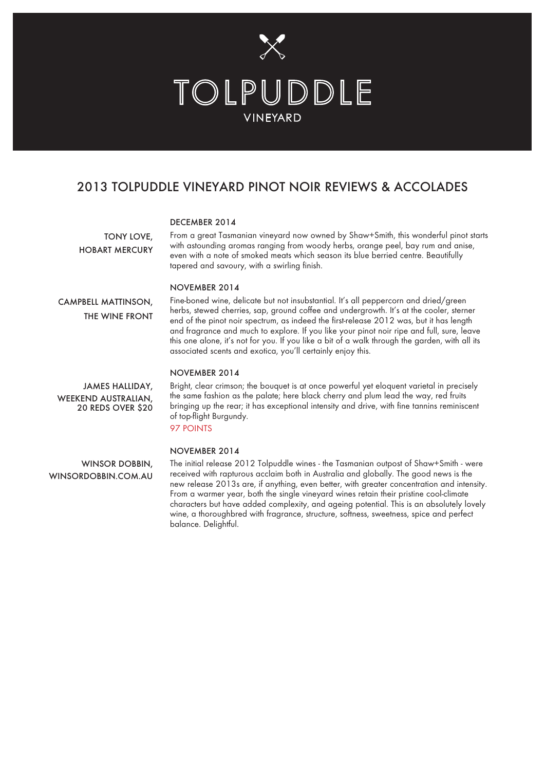# TOLPUDDLE

VINEYARD

## 2013 TOLPUDDLE VINEYARD PINOT NOIR REVIEWS & ACCOLADES

**TONY LOVE, HOBART MERCURY**

**DECEMBER 2014**

From a great Tasmanian vineyard now owned by Shaw+Smith, this wonderful pinot starts with astounding aromas ranging from woody herbs, orange peel, bay rum and anise, even with a note of smoked meats which season its blue berried centre. Beautifully tapered and savoury, with a swirling finish.

**CAMPBELL MATTINSON, THE WINE FRONT**

**NOVEMBER 2014**

Fine-boned wine, delicate but not insubstantial. It's all peppercorn and dried/green herbs, stewed cherries, sap, ground coffee and undergrowth. It's at the cooler, sterner end of the pinot noir spectrum, as indeed the first-release 2012 was, but it has length and fragrance and much to explore. If you like your pinot noir ripe and full, sure, leave this one alone, it's not for you. If you like a bit of a walk through the garden, with all its associated scents and exotica, you'll certainly enjoy this.

**JAMES HALLIDAY, WEEKEND AUSTRALIAN, 20 REDS OVER $20**

**NOVEMBER 2014**

Bright, clear crimson; the bouquet is at once powerful yet eloquent varietal in precisely the same fashion as the palate; here black cherry and plum lead the way, red fruits bringing up the rear; it has exceptional intensity and drive, with fine tannins reminiscent of top-flight Burgundy.

97 POINTS

**WINSOR DOBBIN, WINSORDOBBIN.COM.AU**

**NOVEMBER 2014**

The initial release 2012 Tolpuddle wines - the Tasmanian outpost of Shaw+Smith - were received with rapturous acclaim both in Australia and globally. The good news is the new release 2013s are, if anything, even better, with greater concentration and intensity. From a warmer year, both the single vineyard wines retain their pristine cool-climate characters but have added complexity, and ageing potential. This is an absolutely lovely wine, a thoroughbred with fragrance, structure, softness, sweetness, spice and perfect balance. Delightful.